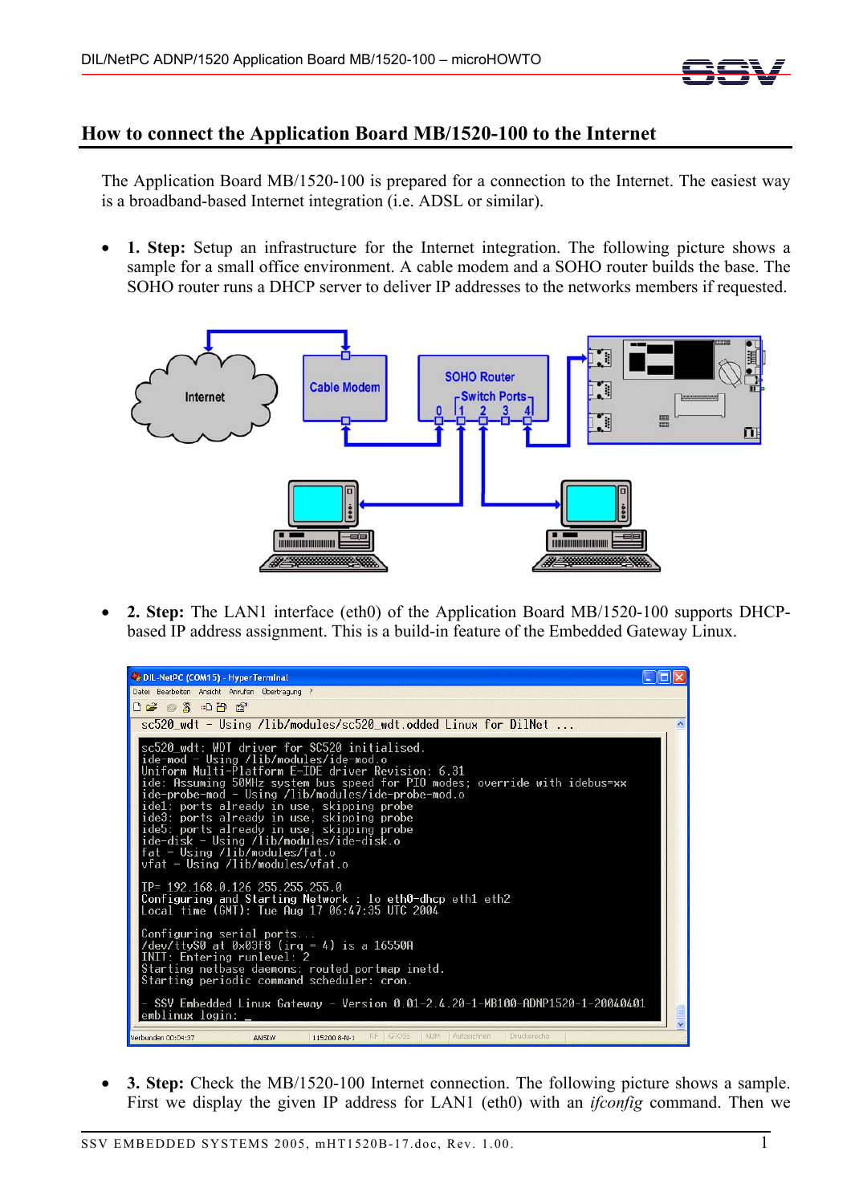# How to connect the Application Board MB/1520-100 to the Internet

The Application Board MB/1520-100 is prepared for a connection to the Internet. The easiest way is a broadband-based Internet integration (i.e. ADSL or similar).

- **1. Step:** Setup an infrastructure for the Internet integration. The following picture shows a sample for a small office environment. A cable modem and a SOHO router builds the base. The SOHO router runs a DHCP server to deliver IP addresses to the networks members if requested.

- **2. Step:** The LAN1 interface (eth0) of the Application Board MB/1520-100 supports DHCP-based IP address assignment. This is a build-in feature of the Embedded Gateway Linux.

- **3. Step:** Check the MB/1520-100 Internet connection. The following picture shows a sample. First we display the given IP address for LAN1 (eth0) with an *ifconfig* command. Then we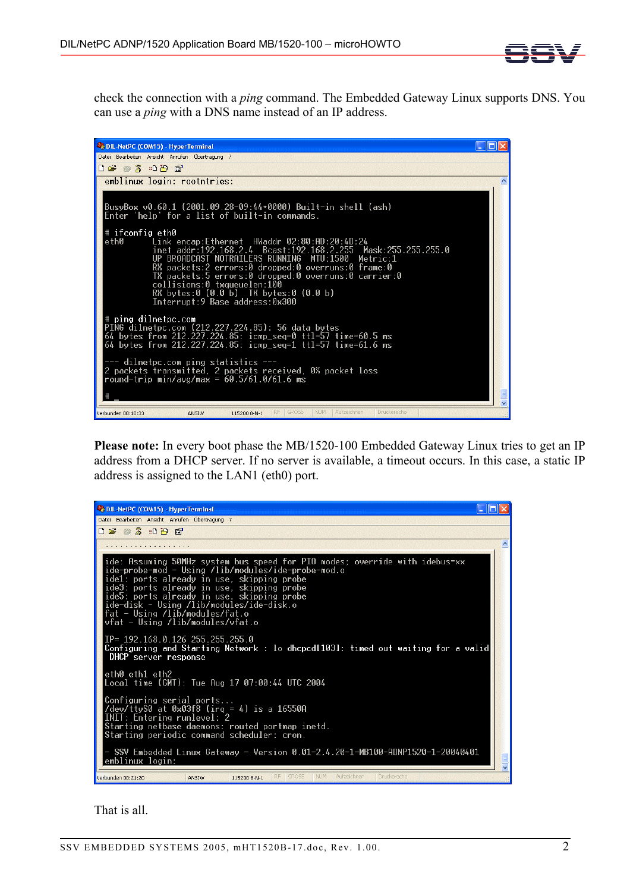check the connection with a *ping* command. The Embedded Gateway Linux supports DNS. You can use a *ping* with a DNS name instead of an IP address.

```
DIL-NetPC (COM15) - HyperTerminal
Datei  Bearbeiten  Ansicht  Anrufen  Übertragung  ?

emblinux login: rootntries:

BusyBox v0.60.1 (2001.09.28-09:44+0000) Built-in shell (ash)
Enter 'help' for a list of built-in commands.

# ifconfig eth0
eth0      Link encap:Ethernet  HWaddr 02:80:AD:20:4D:24
          inet addr:192.168.2.4  Bcast:192.168.2.255  Mask:255.255.255.0
          UP BROADCAST NOTRAILERS RUNNING  MTU:1500  Metric:1
          RX packets:2 errors:0 dropped:0 overruns:0 frame:0
          TX packets:5 errors:0 dropped:0 overruns:0 carrier:0
          collisions:0 txqueuelen:100
          RX bytes:0 (0.0 b)  TX bytes:0 (0.0 b)
          Interrupt:9 Base address:0x300

# ping dilnetpc.com
PING dilnetpc.com (212.227.224.85): 56 data bytes
64 bytes from 212.227.224.85: icmp_seq=0 ttl=57 time=60.5 ms
64 bytes from 212.227.224.85: icmp_seq=1 ttl=57 time=61.6 ms

--- dilnetpc.com ping statistics ---
2 packets transmitted, 2 packets received, 0% packet loss
round-trip min/avg/max = 60.5/61.0/61.6 ms

# _

Verbunden 00:10:33   ANSIW   115200 8-N-1   RF   GROSS   NUM   Aufzeichnen   Druckerecho
```

**Please note:** In every boot phase the MB/1520-100 Embedded Gateway Linux tries to get an IP address from a DHCP server. If no server is available, a timeout occurs. In this case, a static IP address is assigned to the LAN1 (eth0) port.

```
DIL-NetPC (COM15) - HyperTerminal
Datei  Bearbeiten  Ansicht  Anrufen  Übertragung  ?

..................

ide: Assuming 50MHz system bus speed for PIO modes; override with idebus=xx
ide-probe-mod - Using /lib/modules/ide-probe-mod.o
ide1: ports already in use, skipping probe
ide3: ports already in use, skipping probe
ide5: ports already in use, skipping probe
ide-disk - Using /lib/modules/ide-disk.o
fat - Using /lib/modules/fat.o
vfat - Using /lib/modules/vfat.o

IP= 192.168.0.126 255.255.255.0
Configuring and Starting Network : lo dhcpcd[103]: timed out waiting for a valid
 DHCP server response

eth0 eth1 eth2
Local time (GMT): Tue Aug 17 07:00:44 UTC 2004

Configuring serial ports...
/dev/ttyS0 at 0x03f8 (irq = 4) is a 16550A
INIT: Entering runlevel: 2
Starting netbase daemons: routed portmap inetd.
Starting periodic command scheduler: cron.

- SSV Embedded Linux Gateway - Version 0.01-2.4.20-1-MB100-ADNP1520-1-20040401
emblinux login:

Verbunden 00:21:20   ANSIW   115200 8-N-1   RF   GROSS   NUM   Aufzeichnen   Druckerecho
```

That is all.